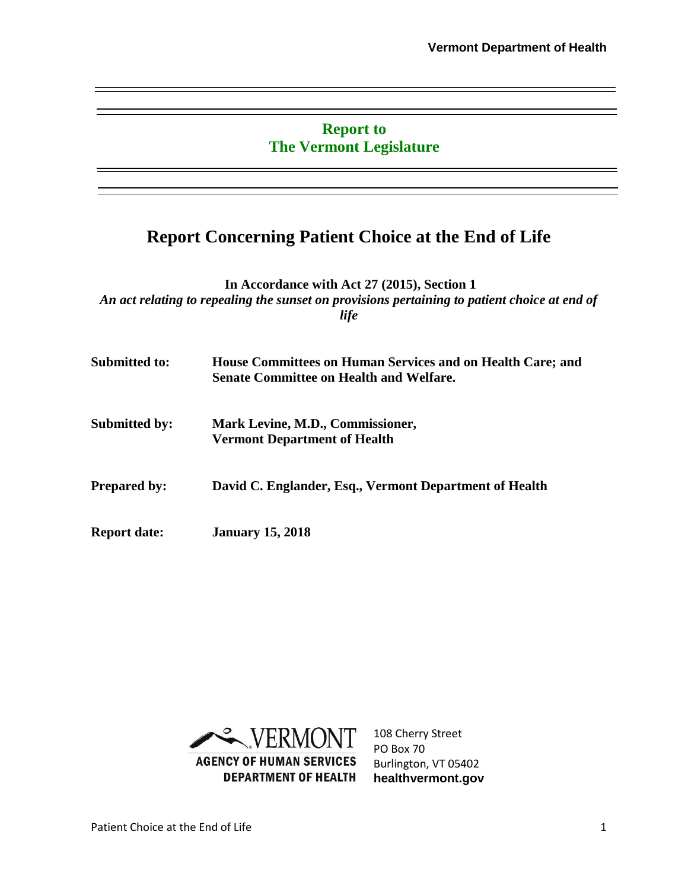**Vermont Department of Health**

**Report to**
**The Vermont Legislature**

# Report Concerning Patient Choice at the End of Life

**In Accordance with Act 27 (2015), Section 1**

***An act relating to repealing the sunset on provisions pertaining to patient choice at end of life***

| | |
|---|---|
| **Submitted to:** | **House Committees on Human Services and on Health Care; and Senate Committee on Health and Welfare.** |
| **Submitted by:** | **Mark Levine, M.D., Commissioner, Vermont Department of Health** |
| **Prepared by:** | **David C. Englander, Esq., Vermont Department of Health** |
| **Report date:** | **January 15, 2018** |

VERMONT
AGENCY OF HUMAN SERVICES
DEPARTMENT OF HEALTH

108 Cherry Street
PO Box 70
Burlington, VT 05402
**healthvermont.gov**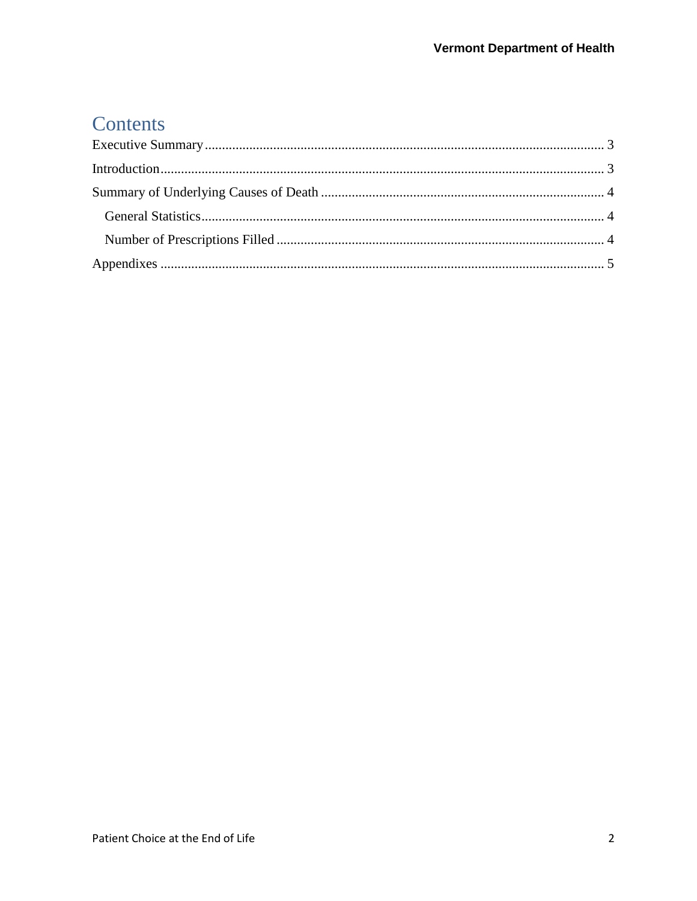# Contents

Executive Summary .................................................................................................................... 3

Introduction................................................................................................................................ 3

Summary of Underlying Causes of Death .................................................................................. 4

- General Statistics..................................................................................................................... 4
- Number of Prescriptions Filled ............................................................................................... 4

Appendixes ................................................................................................................................. 5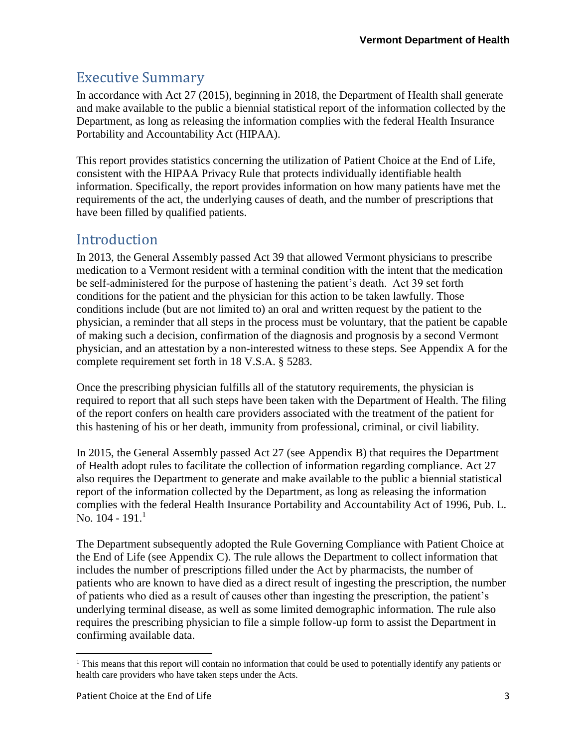## Executive Summary

In accordance with Act 27 (2015), beginning in 2018, the Department of Health shall generate and make available to the public a biennial statistical report of the information collected by the Department, as long as releasing the information complies with the federal Health Insurance Portability and Accountability Act (HIPAA).

This report provides statistics concerning the utilization of Patient Choice at the End of Life, consistent with the HIPAA Privacy Rule that protects individually identifiable health information. Specifically, the report provides information on how many patients have met the requirements of the act, the underlying causes of death, and the number of prescriptions that have been filled by qualified patients.

## Introduction

In 2013, the General Assembly passed Act 39 that allowed Vermont physicians to prescribe medication to a Vermont resident with a terminal condition with the intent that the medication be self-administered for the purpose of hastening the patient's death. Act 39 set forth conditions for the patient and the physician for this action to be taken lawfully. Those conditions include (but are not limited to) an oral and written request by the patient to the physician, a reminder that all steps in the process must be voluntary, that the patient be capable of making such a decision, confirmation of the diagnosis and prognosis by a second Vermont physician, and an attestation by a non-interested witness to these steps. See Appendix A for the complete requirement set forth in 18 V.S.A. § 5283.

Once the prescribing physician fulfills all of the statutory requirements, the physician is required to report that all such steps have been taken with the Department of Health. The filing of the report confers on health care providers associated with the treatment of the patient for this hastening of his or her death, immunity from professional, criminal, or civil liability.

In 2015, the General Assembly passed Act 27 (see Appendix B) that requires the Department of Health adopt rules to facilitate the collection of information regarding compliance. Act 27 also requires the Department to generate and make available to the public a biennial statistical report of the information collected by the Department, as long as releasing the information complies with the federal Health Insurance Portability and Accountability Act of 1996, Pub. L. No. 104 - 191.[1]

The Department subsequently adopted the Rule Governing Compliance with Patient Choice at the End of Life (see Appendix C). The rule allows the Department to collect information that includes the number of prescriptions filled under the Act by pharmacists, the number of patients who are known to have died as a direct result of ingesting the prescription, the number of patients who died as a result of causes other than ingesting the prescription, the patient's underlying terminal disease, as well as some limited demographic information. The rule also requires the prescribing physician to file a simple follow-up form to assist the Department in confirming available data.

---

[1] This means that this report will contain no information that could be used to potentially identify any patients or health care providers who have taken steps under the Acts.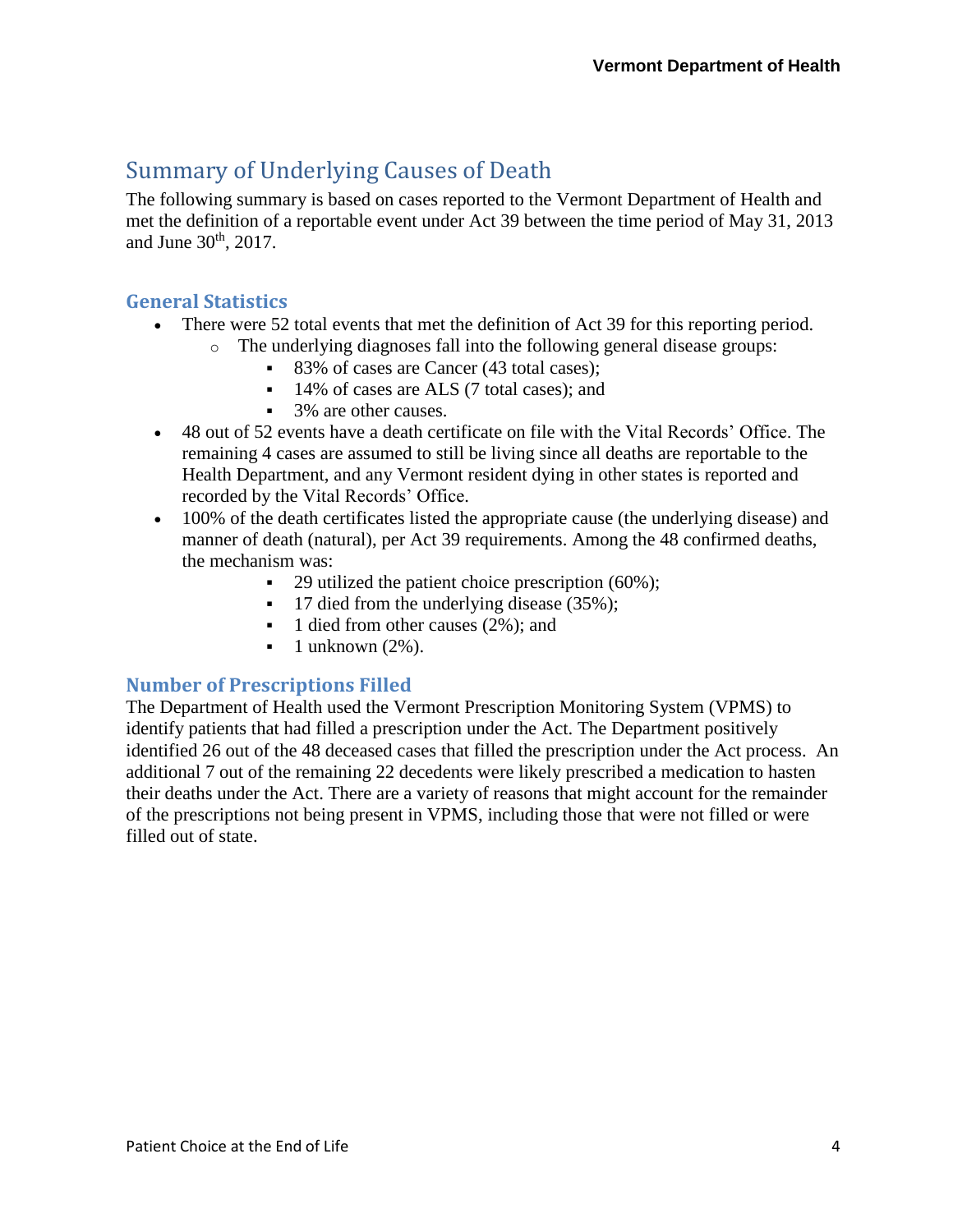## Summary of Underlying Causes of Death

The following summary is based on cases reported to the Vermont Department of Health and met the definition of a reportable event under Act 39 between the time period of May 31, 2013 and June 30th, 2017.

### General Statistics

- There were 52 total events that met the definition of Act 39 for this reporting period.
  - The underlying diagnoses fall into the following general disease groups:
    - 83% of cases are Cancer (43 total cases);
    - 14% of cases are ALS (7 total cases); and
    - 3% are other causes.
- 48 out of 52 events have a death certificate on file with the Vital Records' Office. The remaining 4 cases are assumed to still be living since all deaths are reportable to the Health Department, and any Vermont resident dying in other states is reported and recorded by the Vital Records' Office.
- 100% of the death certificates listed the appropriate cause (the underlying disease) and manner of death (natural), per Act 39 requirements. Among the 48 confirmed deaths, the mechanism was:
    - 29 utilized the patient choice prescription (60%);
    - 17 died from the underlying disease (35%);
    - 1 died from other causes (2%); and
    - 1 unknown (2%).

### Number of Prescriptions Filled

The Department of Health used the Vermont Prescription Monitoring System (VPMS) to identify patients that had filled a prescription under the Act. The Department positively identified 26 out of the 48 deceased cases that filled the prescription under the Act process. An additional 7 out of the remaining 22 decedents were likely prescribed a medication to hasten their deaths under the Act. There are a variety of reasons that might account for the remainder of the prescriptions not being present in VPMS, including those that were not filled or were filled out of state.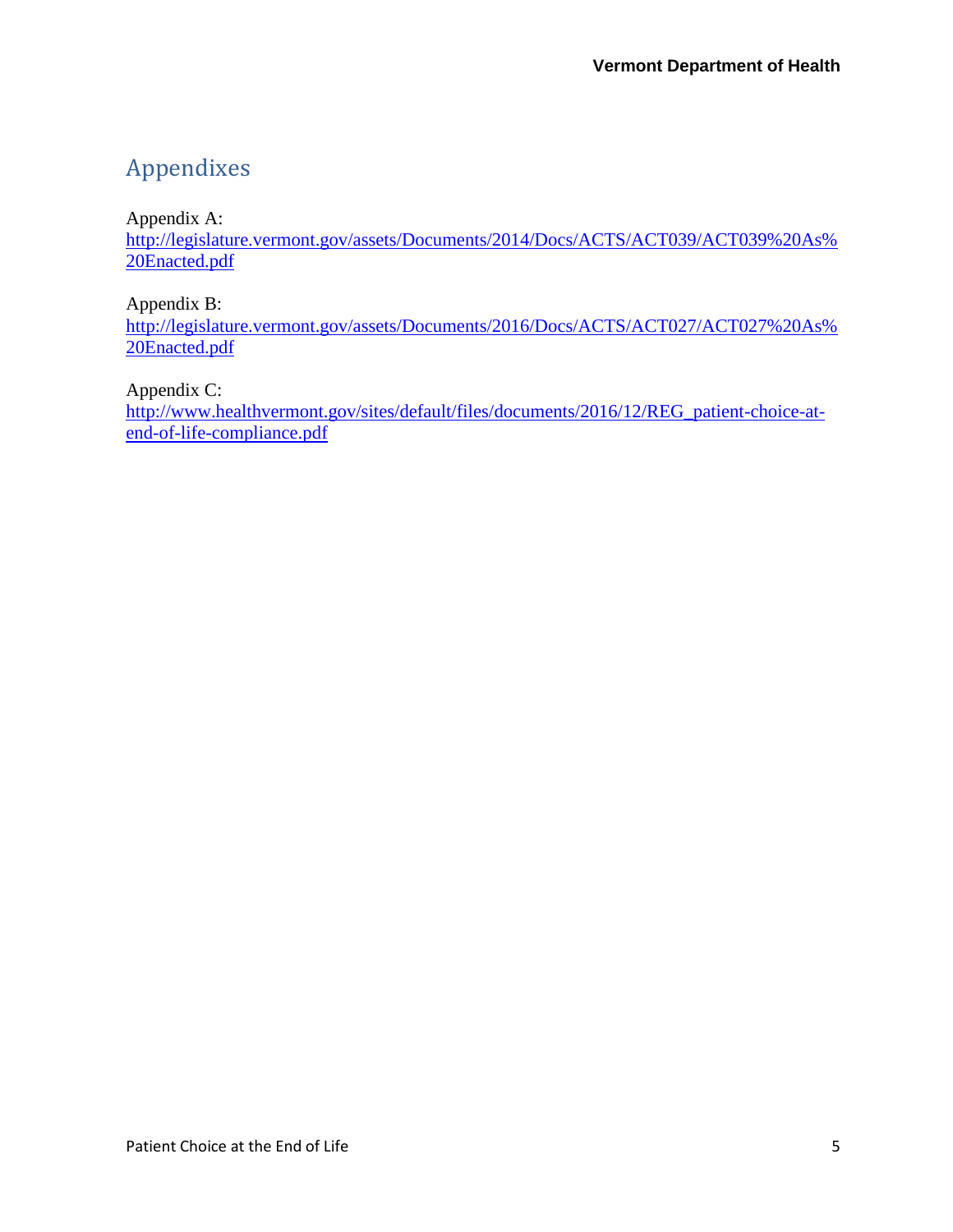## Appendixes

Appendix A:
http://legislature.vermont.gov/assets/Documents/2014/Docs/ACTS/ACT039/ACT039%20As%20Enacted.pdf

Appendix B:
http://legislature.vermont.gov/assets/Documents/2016/Docs/ACTS/ACT027/ACT027%20As%20Enacted.pdf

Appendix C:
http://www.healthvermont.gov/sites/default/files/documents/2016/12/REG_patient-choice-at-end-of-life-compliance.pdf